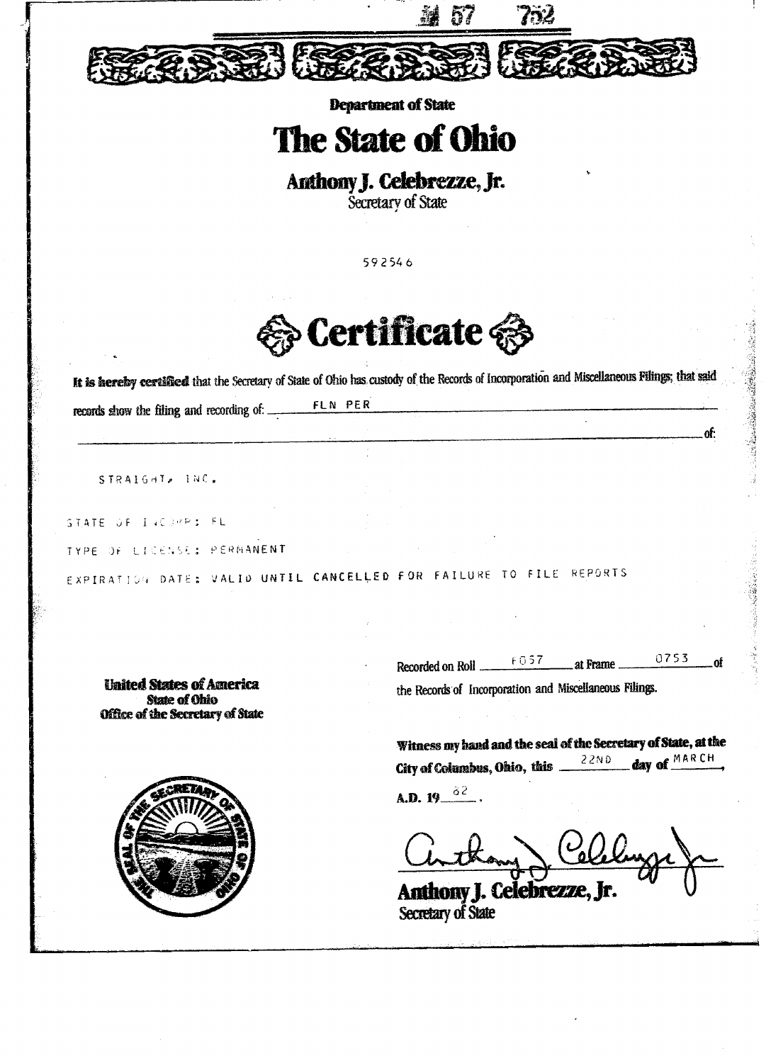57 752

**Department of State**

# The State of Ohio

## Anthony J. Celebrezze, Jr.

Secretary of State

592546

# Certificate

**It is hereby certified** that the Secretary of State of Ohio has custody of the Records of Incorporation and Miscellaneous Filings; that said records show the filing and recording of: FLN PER of:

STRAIGHT, INC.

STATE OF INCORP: FL

TYPE OF LICENSE: PERMANENT

EXPIRATION DATE: VALID UNTIL CANCELLED FOR FAILURE TO FILE REPORTS

**United States of America**
**State of Ohio**
**Office of the Secretary of State**

Recorded on Roll F057 at Frame 0753 of the Records of Incorporation and Miscellaneous Filings.

**Witness my hand and the seal of the Secretary of State, at the City of Columbus, Ohio, this** 22ND **day of** MARCH, **A.D. 19**82.

Anthony J. Celebrezze, Jr.

**Anthony J. Celebrezze, Jr.**
Secretary of State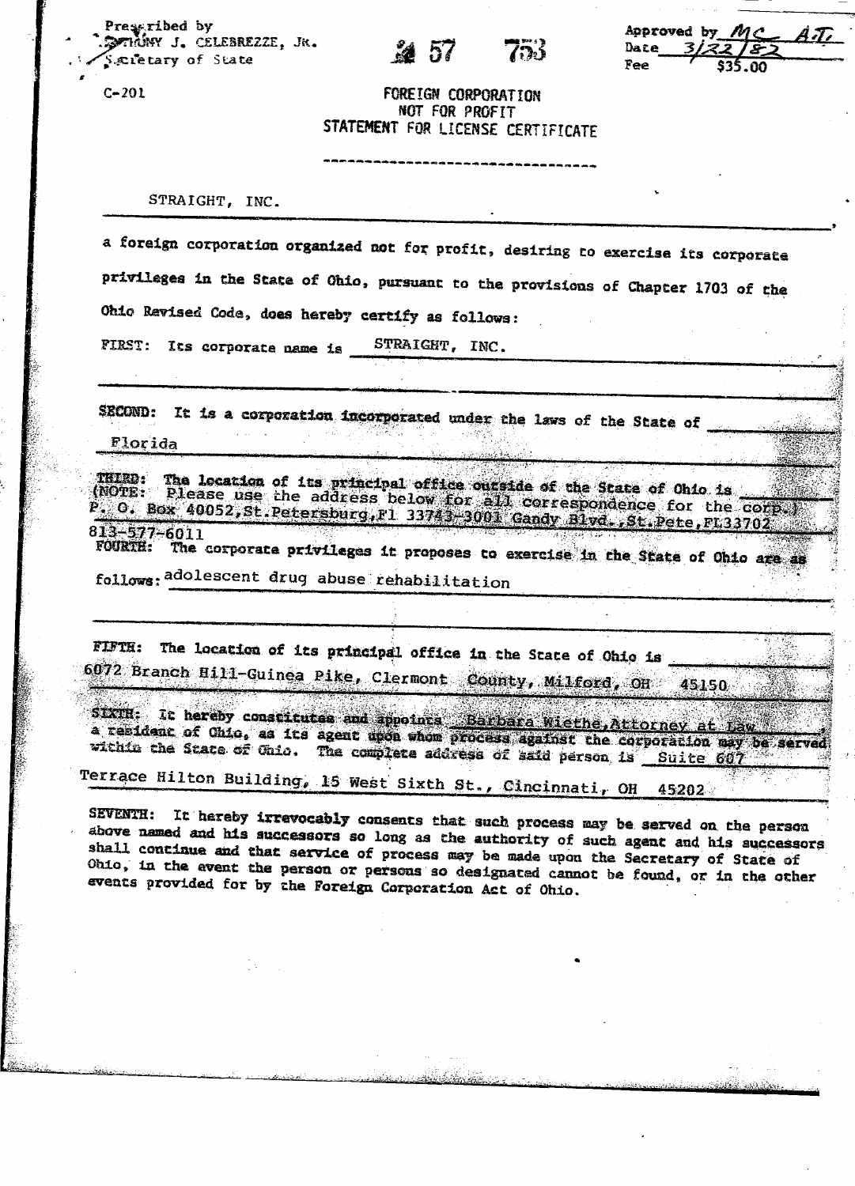Prescribed by
ANTHONY J. CELEBREZZE, JR.
Secretary of State

57 753

Approved by MC A.T.
Date 3/22/82
Fee $35.00

C-201

# FOREIGN CORPORATION NOT FOR PROFIT STATEMENT FOR LICENSE CERTIFICATE

STRAIGHT, INC.

a foreign corporation organized not for profit, desiring to exercise its corporate privileges in the State of Ohio, pursuant to the provisions of Chapter 1703 of the Ohio Revised Code, does hereby certify as follows:

FIRST: Its corporate name is STRAIGHT, INC.

SECOND: It is a corporation incorporated under the laws of the State of Florida

THIRD: The location of its principal office outside of the State of Ohio is
(NOTE: Please use the address below for all correspondence for the corp.)
P. O. Box 40052, St.Petersburg, Fl 33743-3001 Gandy Blvd., St.Pete, FL33702
813-577-6011

FOURTH: The corporate privileges it proposes to exercise in the State of Ohio are as follows: adolescent drug abuse rehabilitation

FIFTH: The location of its principal office in the State of Ohio is 6072 Branch Hill-Guinea Pike, Clermont County, Milford, OH 45150

SIXTH: It hereby constitutes and appoints Barbara Wiethe, Attorney at Law, a resident of Ohio, as its agent upon whom process against the corporation may be served within the State of Ohio. The complete address of said person is Suite 607 Terrace Hilton Building, 15 West Sixth St., Cincinnati, OH 45202

SEVENTH: It hereby irrevocably consents that such process may be served on the person above named and his successors so long as the authority of such agent and his successors shall continue and that service of process may be made upon the Secretary of State of Ohio, in the event the person or persons so designated cannot be found, or in the other events provided for by the Foreign Corporation Act of Ohio.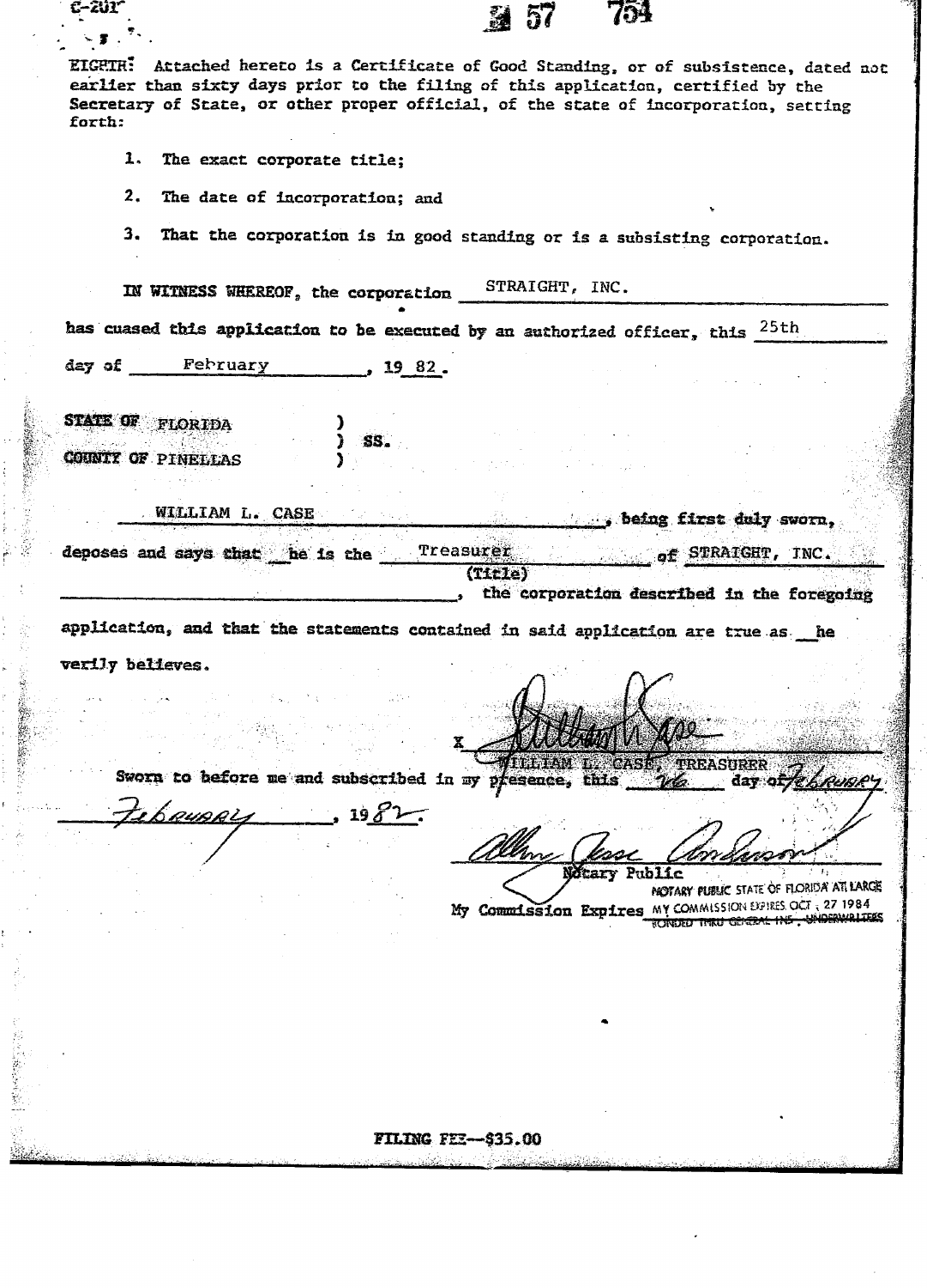C-201

57 754

EIGHTH: Attached hereto is a Certificate of Good Standing, or of subsistence, dated not earlier than sixty days prior to the filing of this application, certified by the Secretary of State, or other proper official, of the state of incorporation, setting forth:

1. The exact corporate title;

2. The date of incorporation; and

3. That the corporation is in good standing or is a subsisting corporation.

IN WITNESS WHEREOF, the corporation STRAIGHT, INC. has cuased this application to be executed by an authorized officer, this 25th day of February, 19 82.

STATE OF FLORIDA )
) SS.
COUNTY OF PINELLAS )

WILLIAM L. CASE, being first duly sworn, deposes and says that he is the Treasurer (Title) of STRAIGHT, INC., the corporation described in the foregoing application, and that the statements contained in said application are true as he verily believes.

X [signature]
WILLIAM L. CASE, TREASURER

Sworn to before me and subscribed in my presence, this 26 day of February, 1982.

[signature]
Notary Public
NOTARY PUBLIC STATE OF FLORIDA AT LARGE

My Commission Expires MY COMMISSION EXPIRES OCT. 27 1984
BONDED THRU GENERAL INS. UNDERWRITERS

FILING FEE--$35.00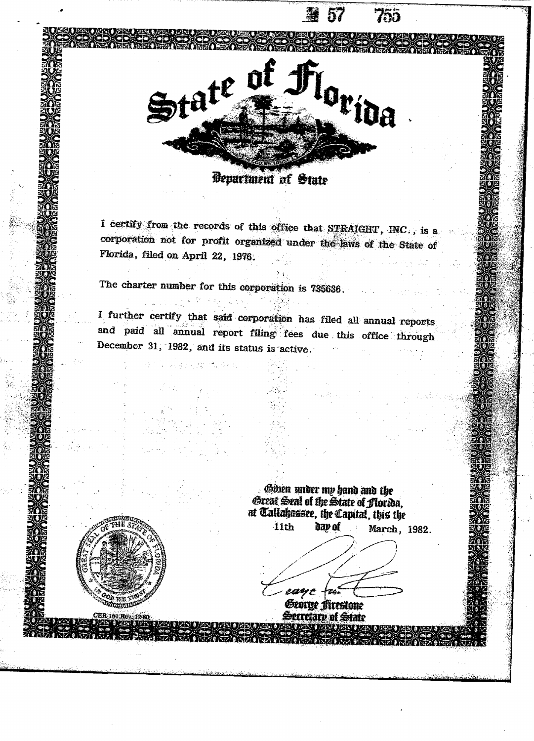57 755

# State of Florida

## Department of State

I certify from the records of this office that STRAIGHT, INC., is a corporation not for profit organized under the laws of the State of Florida, filed on April 22, 1976.

The charter number for this corporation is 735636.

I further certify that said corporation has filed all annual reports and paid all annual report filing fees due this office through December 31, 1982, and its status is active.

Given under my hand and the Great Seal of the State of Florida, at Tallahassee, the Capital, this the 11th day of March, 1982.

George Firestone
Secretary of State

CER 101 Rev. 12-80